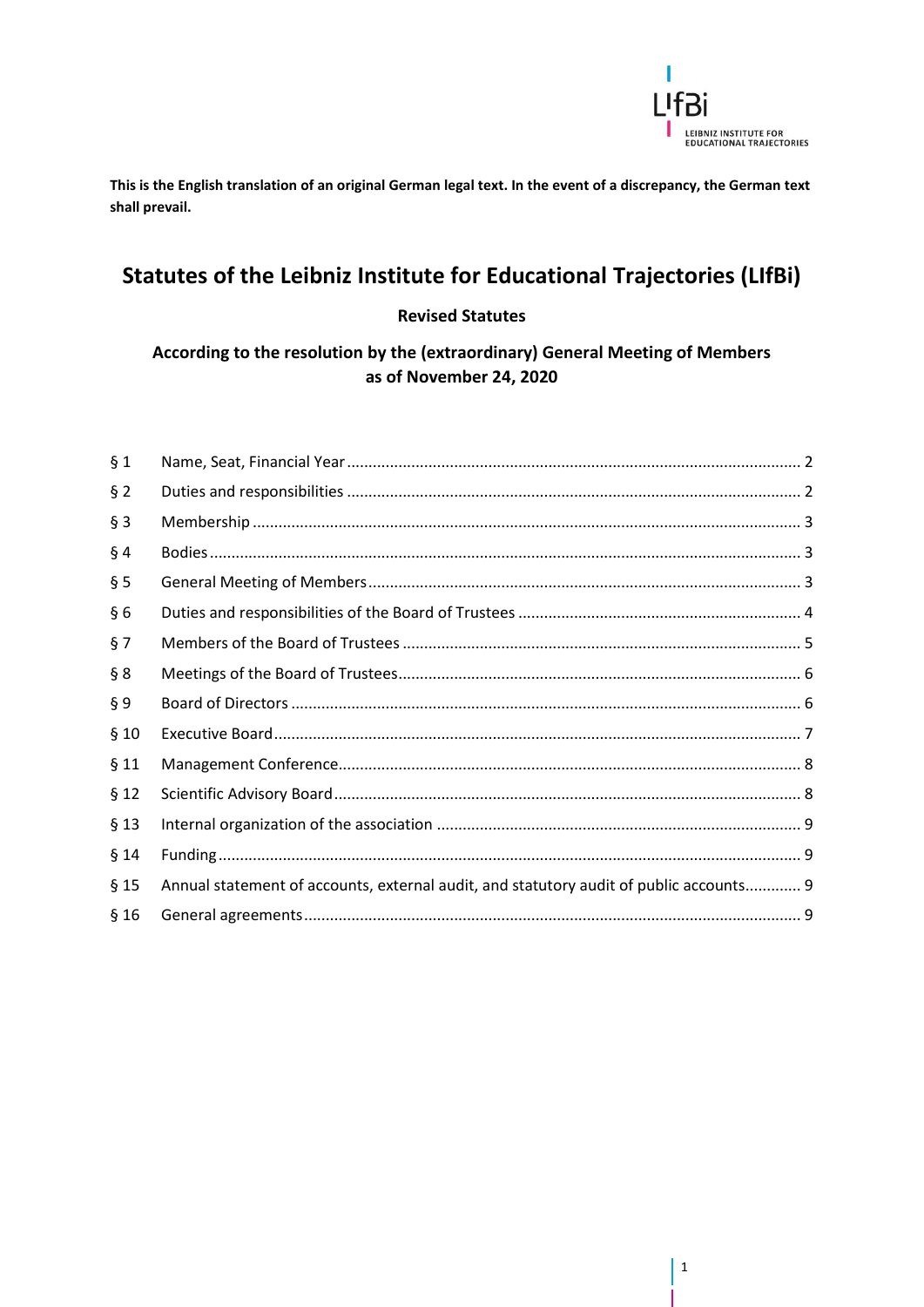**This is the English translation of an original German legal text. In the event of a discrepancy, the German text shall prevail.**

# Statutes of the Leibniz Institute for Educational Trajectories (LIfBi)

**Revised Statutes**

**According to the resolution by the (extraordinary) General Meeting of Members as of November 24, 2020**

| | | |
|---|---|---|
| § 1 | Name, Seat, Financial Year | 2 |
| § 2 | Duties and responsibilities | 2 |
| § 3 | Membership | 3 |
| § 4 | Bodies | 3 |
| § 5 | General Meeting of Members | 3 |
| § 6 | Duties and responsibilities of the Board of Trustees | 4 |
| § 7 | Members of the Board of Trustees | 5 |
| § 8 | Meetings of the Board of Trustees | 6 |
| § 9 | Board of Directors | 6 |
| § 10 | Executive Board | 7 |
| § 11 | Management Conference | 8 |
| § 12 | Scientific Advisory Board | 8 |
| § 13 | Internal organization of the association | 9 |
| § 14 | Funding | 9 |
| § 15 | Annual statement of accounts, external audit, and statutory audit of public accounts | 9 |
| § 16 | General agreements | 9 |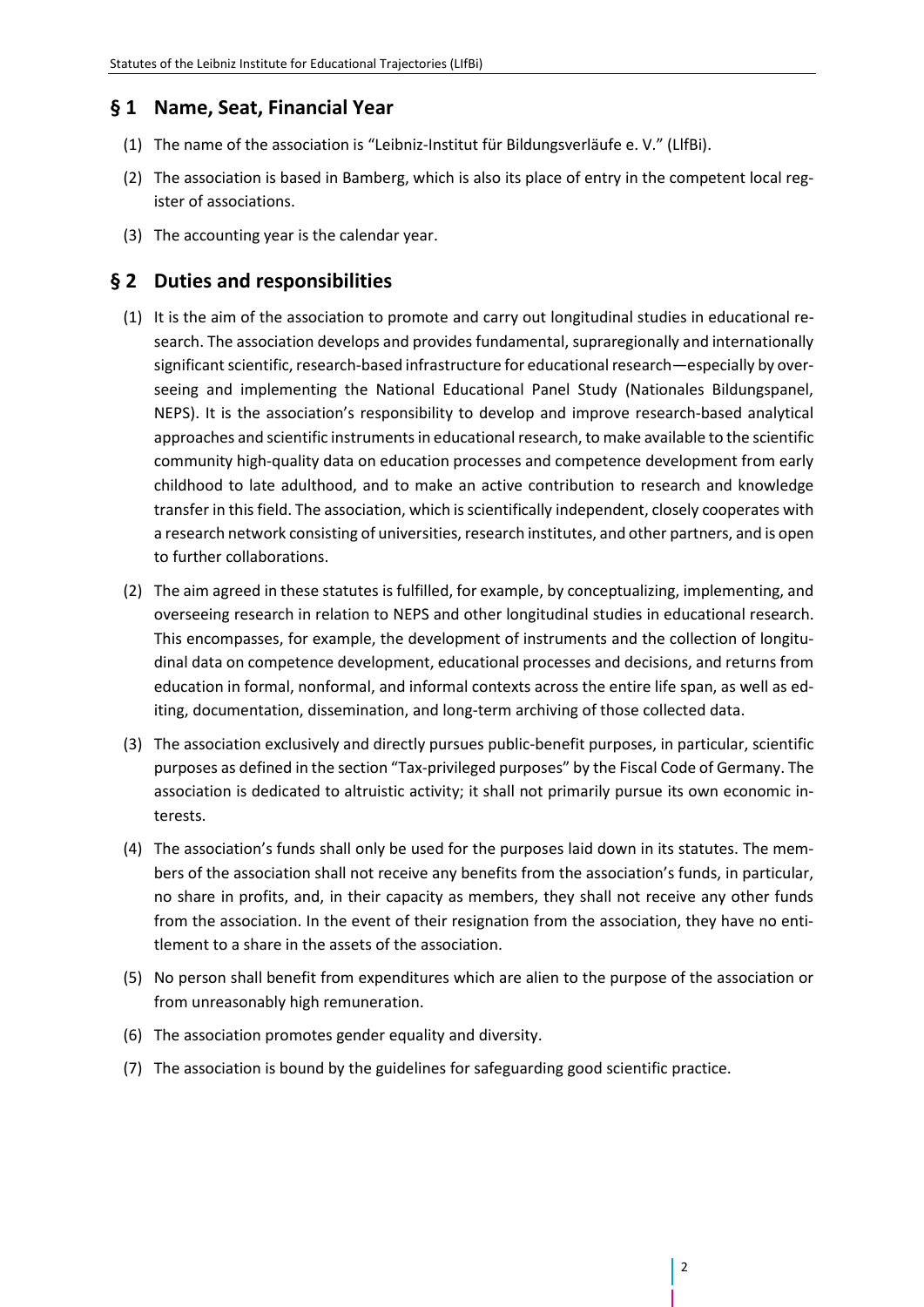## § 1 Name, Seat, Financial Year

(1) The name of the association is "Leibniz-Institut für Bildungsverläufe e. V." (LIfBi).

(2) The association is based in Bamberg, which is also its place of entry in the competent local register of associations.

(3) The accounting year is the calendar year.

## § 2 Duties and responsibilities

(1) It is the aim of the association to promote and carry out longitudinal studies in educational research. The association develops and provides fundamental, supraregionally and internationally significant scientific, research-based infrastructure for educational research—especially by overseeing and implementing the National Educational Panel Study (Nationales Bildungspanel, NEPS). It is the association's responsibility to develop and improve research-based analytical approaches and scientific instruments in educational research, to make available to the scientific community high-quality data on education processes and competence development from early childhood to late adulthood, and to make an active contribution to research and knowledge transfer in this field. The association, which is scientifically independent, closely cooperates with a research network consisting of universities, research institutes, and other partners, and is open to further collaborations.

(2) The aim agreed in these statutes is fulfilled, for example, by conceptualizing, implementing, and overseeing research in relation to NEPS and other longitudinal studies in educational research. This encompasses, for example, the development of instruments and the collection of longitudinal data on competence development, educational processes and decisions, and returns from education in formal, nonformal, and informal contexts across the entire life span, as well as editing, documentation, dissemination, and long-term archiving of those collected data.

(3) The association exclusively and directly pursues public-benefit purposes, in particular, scientific purposes as defined in the section "Tax-privileged purposes" by the Fiscal Code of Germany. The association is dedicated to altruistic activity; it shall not primarily pursue its own economic interests.

(4) The association's funds shall only be used for the purposes laid down in its statutes. The members of the association shall not receive any benefits from the association's funds, in particular, no share in profits, and, in their capacity as members, they shall not receive any other funds from the association. In the event of their resignation from the association, they have no entitlement to a share in the assets of the association.

(5) No person shall benefit from expenditures which are alien to the purpose of the association or from unreasonably high remuneration.

(6) The association promotes gender equality and diversity.

(7) The association is bound by the guidelines for safeguarding good scientific practice.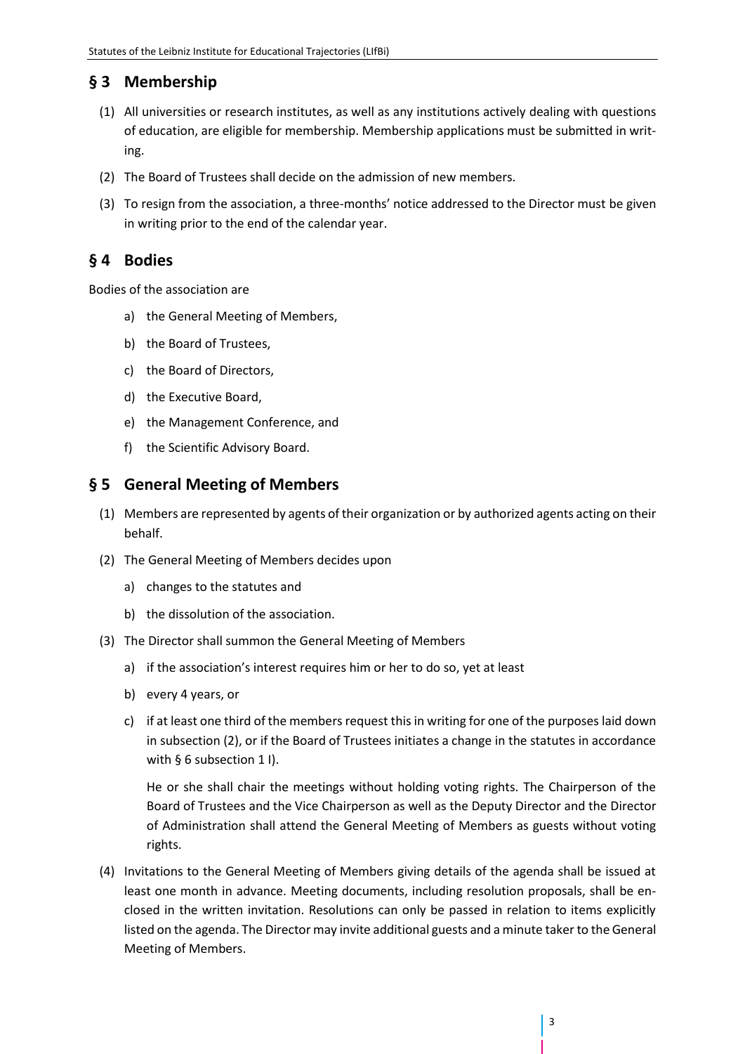## § 3 Membership

(1) All universities or research institutes, as well as any institutions actively dealing with questions of education, are eligible for membership. Membership applications must be submitted in writing.

(2) The Board of Trustees shall decide on the admission of new members.

(3) To resign from the association, a three-months' notice addressed to the Director must be given in writing prior to the end of the calendar year.

## § 4 Bodies

Bodies of the association are

a) the General Meeting of Members,

b) the Board of Trustees,

c) the Board of Directors,

d) the Executive Board,

e) the Management Conference, and

f) the Scientific Advisory Board.

## § 5 General Meeting of Members

(1) Members are represented by agents of their organization or by authorized agents acting on their behalf.

(2) The General Meeting of Members decides upon

a) changes to the statutes and

b) the dissolution of the association.

(3) The Director shall summon the General Meeting of Members

a) if the association's interest requires him or her to do so, yet at least

b) every 4 years, or

c) if at least one third of the members request this in writing for one of the purposes laid down in subsection (2), or if the Board of Trustees initiates a change in the statutes in accordance with § 6 subsection 1 l).

He or she shall chair the meetings without holding voting rights. The Chairperson of the Board of Trustees and the Vice Chairperson as well as the Deputy Director and the Director of Administration shall attend the General Meeting of Members as guests without voting rights.

(4) Invitations to the General Meeting of Members giving details of the agenda shall be issued at least one month in advance. Meeting documents, including resolution proposals, shall be enclosed in the written invitation. Resolutions can only be passed in relation to items explicitly listed on the agenda. The Director may invite additional guests and a minute taker to the General Meeting of Members.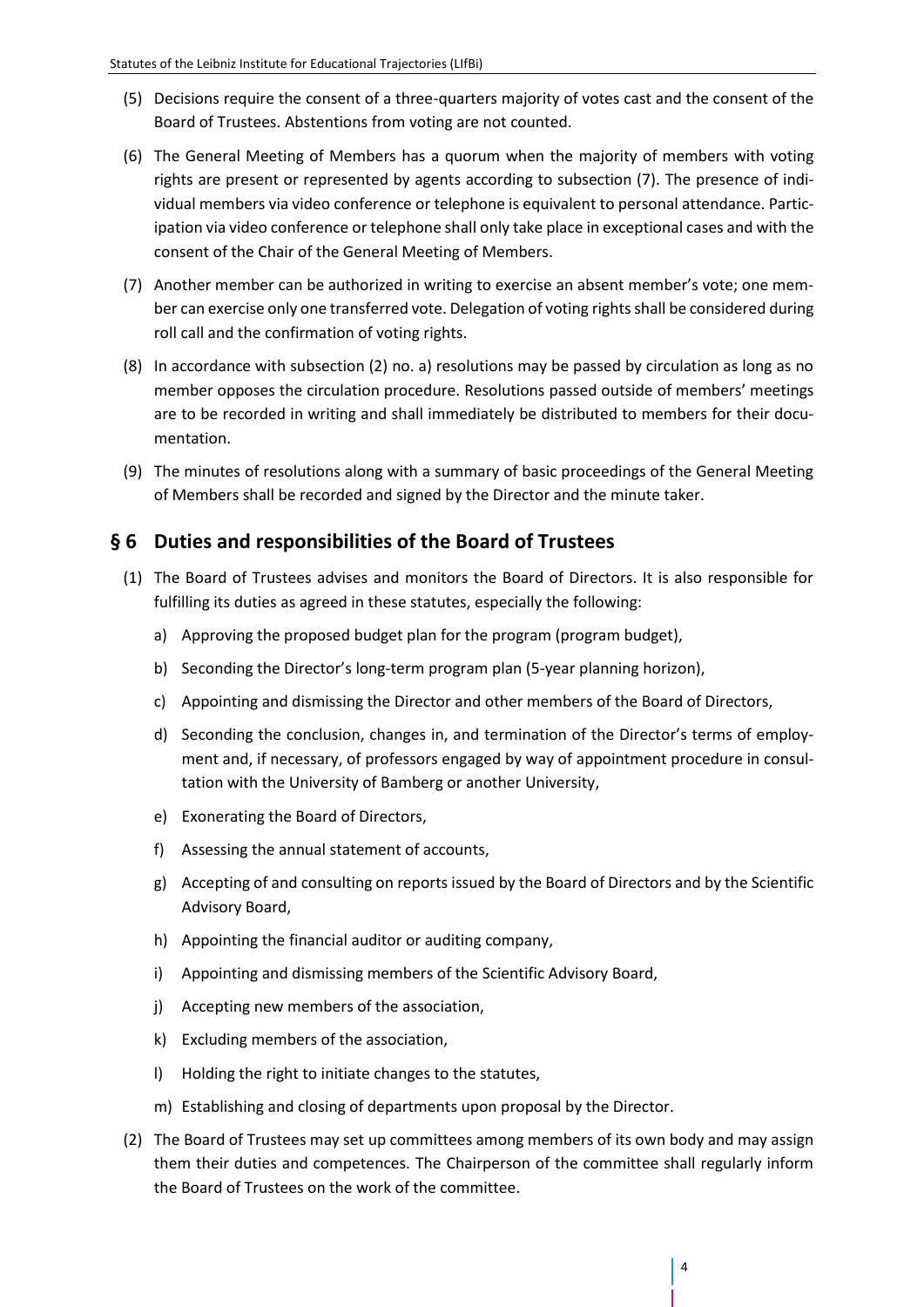(5) Decisions require the consent of a three-quarters majority of votes cast and the consent of the Board of Trustees. Abstentions from voting are not counted.

(6) The General Meeting of Members has a quorum when the majority of members with voting rights are present or represented by agents according to subsection (7). The presence of individual members via video conference or telephone is equivalent to personal attendance. Participation via video conference or telephone shall only take place in exceptional cases and with the consent of the Chair of the General Meeting of Members.

(7) Another member can be authorized in writing to exercise an absent member's vote; one member can exercise only one transferred vote. Delegation of voting rights shall be considered during roll call and the confirmation of voting rights.

(8) In accordance with subsection (2) no. a) resolutions may be passed by circulation as long as no member opposes the circulation procedure. Resolutions passed outside of members' meetings are to be recorded in writing and shall immediately be distributed to members for their documentation.

(9) The minutes of resolutions along with a summary of basic proceedings of the General Meeting of Members shall be recorded and signed by the Director and the minute taker.

## § 6 Duties and responsibilities of the Board of Trustees

(1) The Board of Trustees advises and monitors the Board of Directors. It is also responsible for fulfilling its duties as agreed in these statutes, especially the following:

   a) Approving the proposed budget plan for the program (program budget),

   b) Seconding the Director's long-term program plan (5-year planning horizon),

   c) Appointing and dismissing the Director and other members of the Board of Directors,

   d) Seconding the conclusion, changes in, and termination of the Director's terms of employment and, if necessary, of professors engaged by way of appointment procedure in consultation with the University of Bamberg or another University,

   e) Exonerating the Board of Directors,

   f) Assessing the annual statement of accounts,

   g) Accepting of and consulting on reports issued by the Board of Directors and by the Scientific Advisory Board,

   h) Appointing the financial auditor or auditing company,

   i) Appointing and dismissing members of the Scientific Advisory Board,

   j) Accepting new members of the association,

   k) Excluding members of the association,

   l) Holding the right to initiate changes to the statutes,

   m) Establishing and closing of departments upon proposal by the Director.

(2) The Board of Trustees may set up committees among members of its own body and may assign them their duties and competences. The Chairperson of the committee shall regularly inform the Board of Trustees on the work of the committee.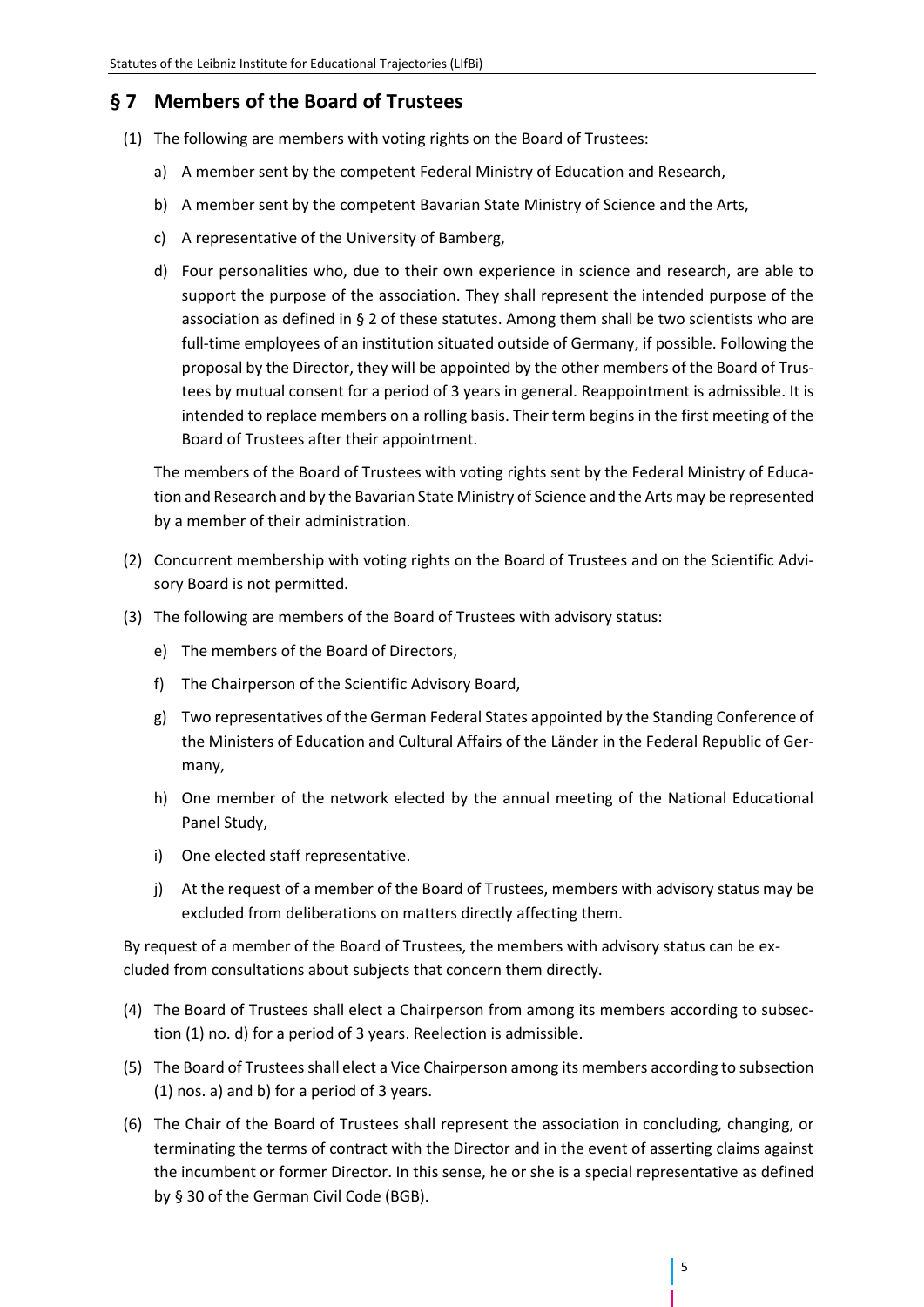## § 7 Members of the Board of Trustees

(1) The following are members with voting rights on the Board of Trustees:

a) A member sent by the competent Federal Ministry of Education and Research,

b) A member sent by the competent Bavarian State Ministry of Science and the Arts,

c) A representative of the University of Bamberg,

d) Four personalities who, due to their own experience in science and research, are able to support the purpose of the association. They shall represent the intended purpose of the association as defined in § 2 of these statutes. Among them shall be two scientists who are full-time employees of an institution situated outside of Germany, if possible. Following the proposal by the Director, they will be appointed by the other members of the Board of Trustees by mutual consent for a period of 3 years in general. Reappointment is admissible. It is intended to replace members on a rolling basis. Their term begins in the first meeting of the Board of Trustees after their appointment.

The members of the Board of Trustees with voting rights sent by the Federal Ministry of Education and Research and by the Bavarian State Ministry of Science and the Arts may be represented by a member of their administration.

(2) Concurrent membership with voting rights on the Board of Trustees and on the Scientific Advisory Board is not permitted.

(3) The following are members of the Board of Trustees with advisory status:

e) The members of the Board of Directors,

f) The Chairperson of the Scientific Advisory Board,

g) Two representatives of the German Federal States appointed by the Standing Conference of the Ministers of Education and Cultural Affairs of the Länder in the Federal Republic of Germany,

h) One member of the network elected by the annual meeting of the National Educational Panel Study,

i) One elected staff representative.

j) At the request of a member of the Board of Trustees, members with advisory status may be excluded from deliberations on matters directly affecting them.

By request of a member of the Board of Trustees, the members with advisory status can be excluded from consultations about subjects that concern them directly.

(4) The Board of Trustees shall elect a Chairperson from among its members according to subsection (1) no. d) for a period of 3 years. Reelection is admissible.

(5) The Board of Trustees shall elect a Vice Chairperson among its members according to subsection (1) nos. a) and b) for a period of 3 years.

(6) The Chair of the Board of Trustees shall represent the association in concluding, changing, or terminating the terms of contract with the Director and in the event of asserting claims against the incumbent or former Director. In this sense, he or she is a special representative as defined by § 30 of the German Civil Code (BGB).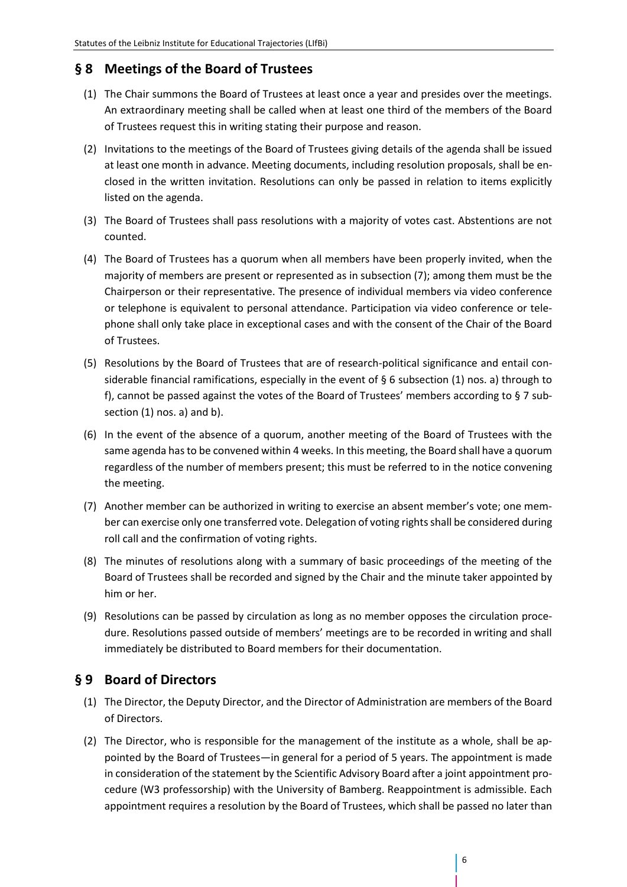## § 8 Meetings of the Board of Trustees

(1) The Chair summons the Board of Trustees at least once a year and presides over the meetings. An extraordinary meeting shall be called when at least one third of the members of the Board of Trustees request this in writing stating their purpose and reason.

(2) Invitations to the meetings of the Board of Trustees giving details of the agenda shall be issued at least one month in advance. Meeting documents, including resolution proposals, shall be enclosed in the written invitation. Resolutions can only be passed in relation to items explicitly listed on the agenda.

(3) The Board of Trustees shall pass resolutions with a majority of votes cast. Abstentions are not counted.

(4) The Board of Trustees has a quorum when all members have been properly invited, when the majority of members are present or represented as in subsection (7); among them must be the Chairperson or their representative. The presence of individual members via video conference or telephone is equivalent to personal attendance. Participation via video conference or telephone shall only take place in exceptional cases and with the consent of the Chair of the Board of Trustees.

(5) Resolutions by the Board of Trustees that are of research-political significance and entail considerable financial ramifications, especially in the event of § 6 subsection (1) nos. a) through to f), cannot be passed against the votes of the Board of Trustees' members according to § 7 subsection (1) nos. a) and b).

(6) In the event of the absence of a quorum, another meeting of the Board of Trustees with the same agenda has to be convened within 4 weeks. In this meeting, the Board shall have a quorum regardless of the number of members present; this must be referred to in the notice convening the meeting.

(7) Another member can be authorized in writing to exercise an absent member's vote; one member can exercise only one transferred vote. Delegation of voting rights shall be considered during roll call and the confirmation of voting rights.

(8) The minutes of resolutions along with a summary of basic proceedings of the meeting of the Board of Trustees shall be recorded and signed by the Chair and the minute taker appointed by him or her.

(9) Resolutions can be passed by circulation as long as no member opposes the circulation procedure. Resolutions passed outside of members' meetings are to be recorded in writing and shall immediately be distributed to Board members for their documentation.

## § 9 Board of Directors

(1) The Director, the Deputy Director, and the Director of Administration are members of the Board of Directors.

(2) The Director, who is responsible for the management of the institute as a whole, shall be appointed by the Board of Trustees—in general for a period of 5 years. The appointment is made in consideration of the statement by the Scientific Advisory Board after a joint appointment procedure (W3 professorship) with the University of Bamberg. Reappointment is admissible. Each appointment requires a resolution by the Board of Trustees, which shall be passed no later than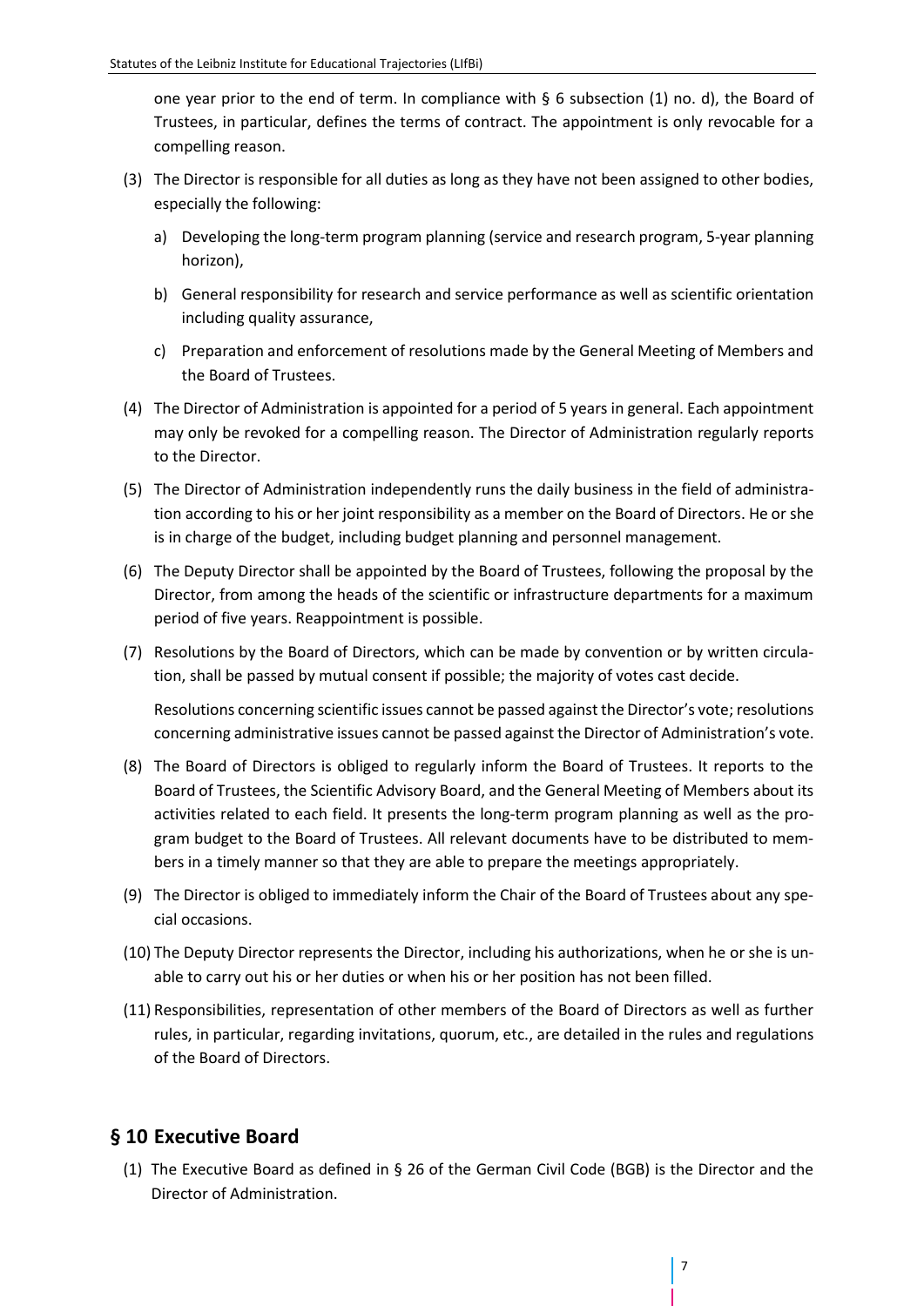one year prior to the end of term. In compliance with § 6 subsection (1) no. d), the Board of Trustees, in particular, defines the terms of contract. The appointment is only revocable for a compelling reason.

(3) The Director is responsible for all duties as long as they have not been assigned to other bodies, especially the following:

   a) Developing the long-term program planning (service and research program, 5-year planning horizon),

   b) General responsibility for research and service performance as well as scientific orientation including quality assurance,

   c) Preparation and enforcement of resolutions made by the General Meeting of Members and the Board of Trustees.

(4) The Director of Administration is appointed for a period of 5 years in general. Each appointment may only be revoked for a compelling reason. The Director of Administration regularly reports to the Director.

(5) The Director of Administration independently runs the daily business in the field of administration according to his or her joint responsibility as a member on the Board of Directors. He or she is in charge of the budget, including budget planning and personnel management.

(6) The Deputy Director shall be appointed by the Board of Trustees, following the proposal by the Director, from among the heads of the scientific or infrastructure departments for a maximum period of five years. Reappointment is possible.

(7) Resolutions by the Board of Directors, which can be made by convention or by written circulation, shall be passed by mutual consent if possible; the majority of votes cast decide.

   Resolutions concerning scientific issues cannot be passed against the Director's vote; resolutions concerning administrative issues cannot be passed against the Director of Administration's vote.

(8) The Board of Directors is obliged to regularly inform the Board of Trustees. It reports to the Board of Trustees, the Scientific Advisory Board, and the General Meeting of Members about its activities related to each field. It presents the long-term program planning as well as the program budget to the Board of Trustees. All relevant documents have to be distributed to members in a timely manner so that they are able to prepare the meetings appropriately.

(9) The Director is obliged to immediately inform the Chair of the Board of Trustees about any special occasions.

(10) The Deputy Director represents the Director, including his authorizations, when he or she is unable to carry out his or her duties or when his or her position has not been filled.

(11) Responsibilities, representation of other members of the Board of Directors as well as further rules, in particular, regarding invitations, quorum, etc., are detailed in the rules and regulations of the Board of Directors.

## § 10 Executive Board

(1) The Executive Board as defined in § 26 of the German Civil Code (BGB) is the Director and the Director of Administration.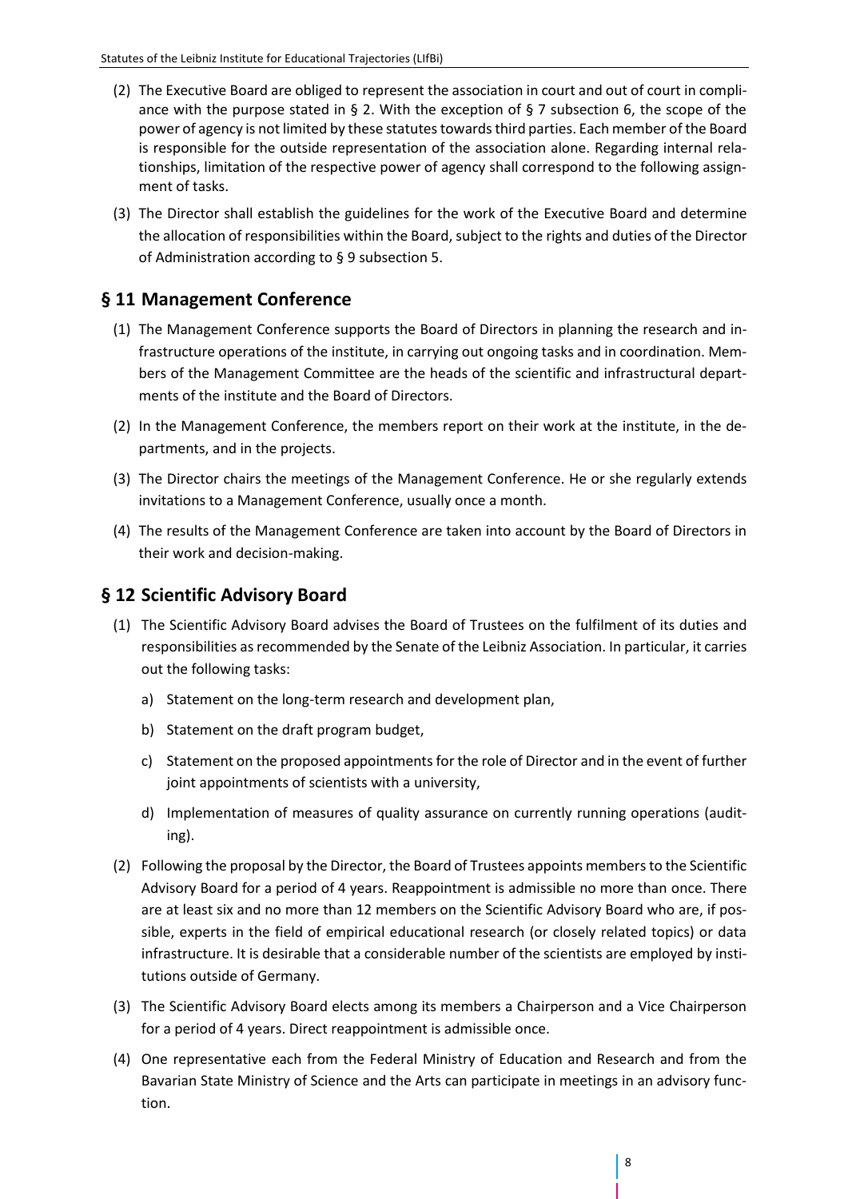(2) The Executive Board are obliged to represent the association in court and out of court in compliance with the purpose stated in § 2. With the exception of § 7 subsection 6, the scope of the power of agency is not limited by these statutes towards third parties. Each member of the Board is responsible for the outside representation of the association alone. Regarding internal relationships, limitation of the respective power of agency shall correspond to the following assignment of tasks.

(3) The Director shall establish the guidelines for the work of the Executive Board and determine the allocation of responsibilities within the Board, subject to the rights and duties of the Director of Administration according to § 9 subsection 5.

## § 11 Management Conference

(1) The Management Conference supports the Board of Directors in planning the research and infrastructure operations of the institute, in carrying out ongoing tasks and in coordination. Members of the Management Committee are the heads of the scientific and infrastructural departments of the institute and the Board of Directors.

(2) In the Management Conference, the members report on their work at the institute, in the departments, and in the projects.

(3) The Director chairs the meetings of the Management Conference. He or she regularly extends invitations to a Management Conference, usually once a month.

(4) The results of the Management Conference are taken into account by the Board of Directors in their work and decision-making.

## § 12 Scientific Advisory Board

(1) The Scientific Advisory Board advises the Board of Trustees on the fulfilment of its duties and responsibilities as recommended by the Senate of the Leibniz Association. In particular, it carries out the following tasks:

   a) Statement on the long-term research and development plan,

   b) Statement on the draft program budget,

   c) Statement on the proposed appointments for the role of Director and in the event of further joint appointments of scientists with a university,

   d) Implementation of measures of quality assurance on currently running operations (auditing).

(2) Following the proposal by the Director, the Board of Trustees appoints members to the Scientific Advisory Board for a period of 4 years. Reappointment is admissible no more than once. There are at least six and no more than 12 members on the Scientific Advisory Board who are, if possible, experts in the field of empirical educational research (or closely related topics) or data infrastructure. It is desirable that a considerable number of the scientists are employed by institutions outside of Germany.

(3) The Scientific Advisory Board elects among its members a Chairperson and a Vice Chairperson for a period of 4 years. Direct reappointment is admissible once.

(4) One representative each from the Federal Ministry of Education and Research and from the Bavarian State Ministry of Science and the Arts can participate in meetings in an advisory function.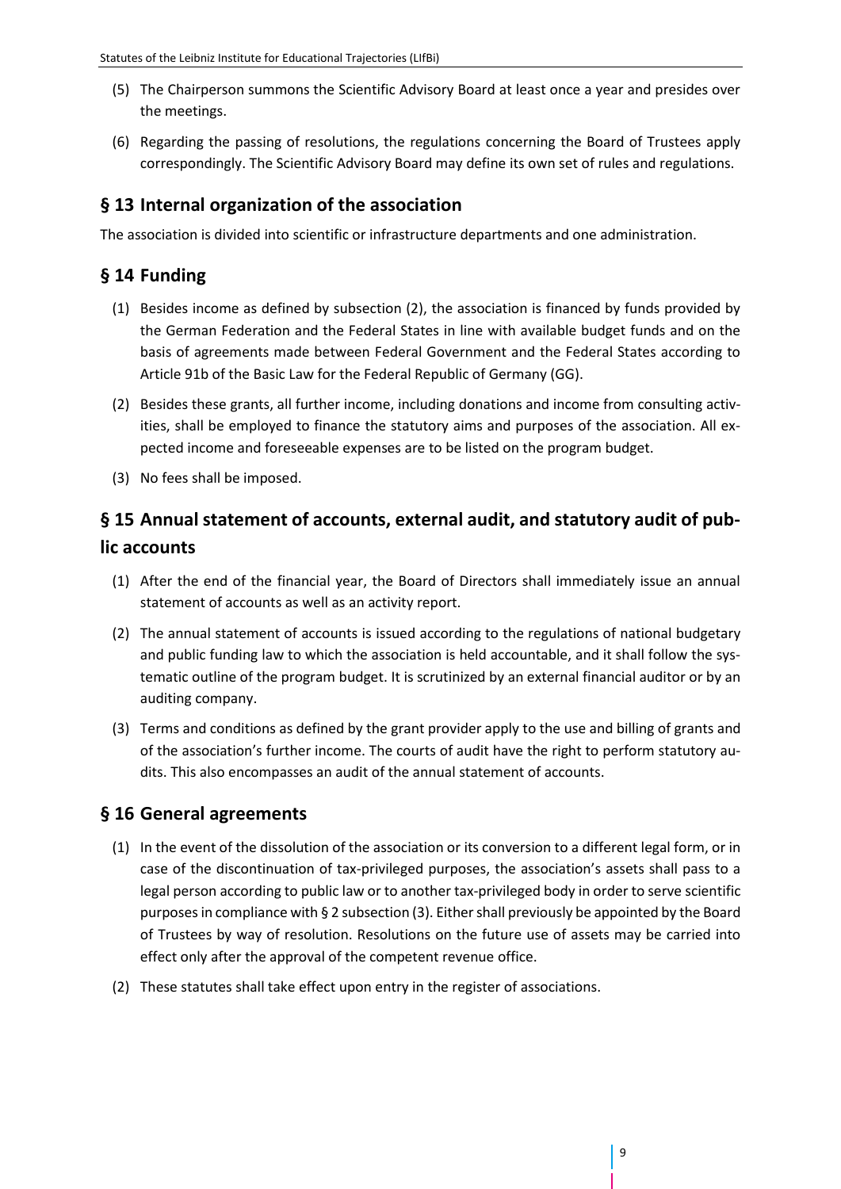(5) The Chairperson summons the Scientific Advisory Board at least once a year and presides over the meetings.

(6) Regarding the passing of resolutions, the regulations concerning the Board of Trustees apply correspondingly. The Scientific Advisory Board may define its own set of rules and regulations.

## § 13 Internal organization of the association

The association is divided into scientific or infrastructure departments and one administration.

## § 14 Funding

(1) Besides income as defined by subsection (2), the association is financed by funds provided by the German Federation and the Federal States in line with available budget funds and on the basis of agreements made between Federal Government and the Federal States according to Article 91b of the Basic Law for the Federal Republic of Germany (GG).

(2) Besides these grants, all further income, including donations and income from consulting activities, shall be employed to finance the statutory aims and purposes of the association. All expected income and foreseeable expenses are to be listed on the program budget.

(3) No fees shall be imposed.

## § 15 Annual statement of accounts, external audit, and statutory audit of public accounts

(1) After the end of the financial year, the Board of Directors shall immediately issue an annual statement of accounts as well as an activity report.

(2) The annual statement of accounts is issued according to the regulations of national budgetary and public funding law to which the association is held accountable, and it shall follow the systematic outline of the program budget. It is scrutinized by an external financial auditor or by an auditing company.

(3) Terms and conditions as defined by the grant provider apply to the use and billing of grants and of the association's further income. The courts of audit have the right to perform statutory audits. This also encompasses an audit of the annual statement of accounts.

## § 16 General agreements

(1) In the event of the dissolution of the association or its conversion to a different legal form, or in case of the discontinuation of tax-privileged purposes, the association's assets shall pass to a legal person according to public law or to another tax-privileged body in order to serve scientific purposes in compliance with § 2 subsection (3). Either shall previously be appointed by the Board of Trustees by way of resolution. Resolutions on the future use of assets may be carried into effect only after the approval of the competent revenue office.

(2) These statutes shall take effect upon entry in the register of associations.